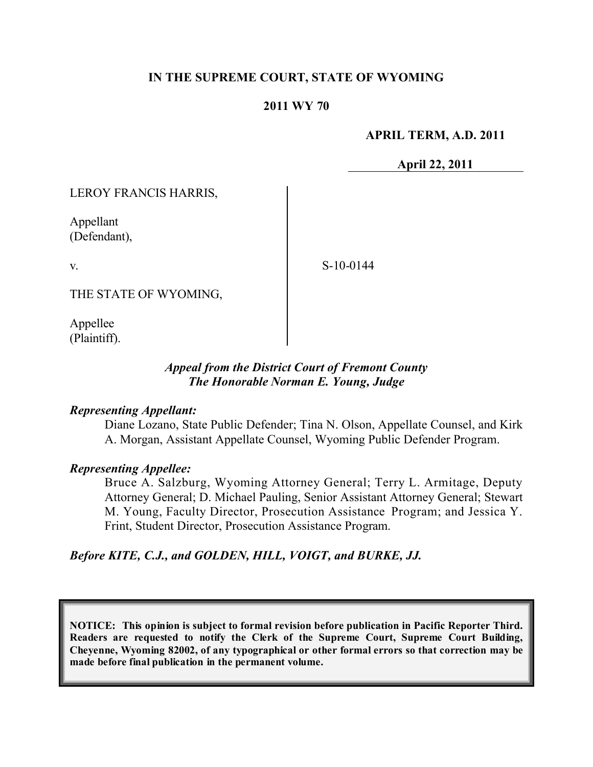**IN THE SUPREME COURT, STATE OF WYOMING**

**2011 WY 70**

**APRIL TERM, A.D. 2011**

**April 22, 2011**

LEROY FRANCIS HARRIS,

Appellant
(Defendant),

v.

THE STATE OF WYOMING,

Appellee
(Plaintiff).

S-10-0144

*Appeal from the District Court of Fremont County*
*The Honorable Norman E. Young, Judge*

***Representing Appellant:***

Diane Lozano, State Public Defender; Tina N. Olson, Appellate Counsel, and Kirk A. Morgan, Assistant Appellate Counsel, Wyoming Public Defender Program.

***Representing Appellee:***

Bruce A. Salzburg, Wyoming Attorney General; Terry L. Armitage, Deputy Attorney General; D. Michael Pauling, Senior Assistant Attorney General; Stewart M. Young, Faculty Director, Prosecution Assistance Program; and Jessica Y. Frint, Student Director, Prosecution Assistance Program.

***Before KITE, C.J., and GOLDEN, HILL, VOIGT, and BURKE, JJ.***

**NOTICE: This opinion is subject to formal revision before publication in Pacific Reporter Third. Readers are requested to notify the Clerk of the Supreme Court, Supreme Court Building, Cheyenne, Wyoming 82002, of any typographical or other formal errors so that correction may be made before final publication in the permanent volume.**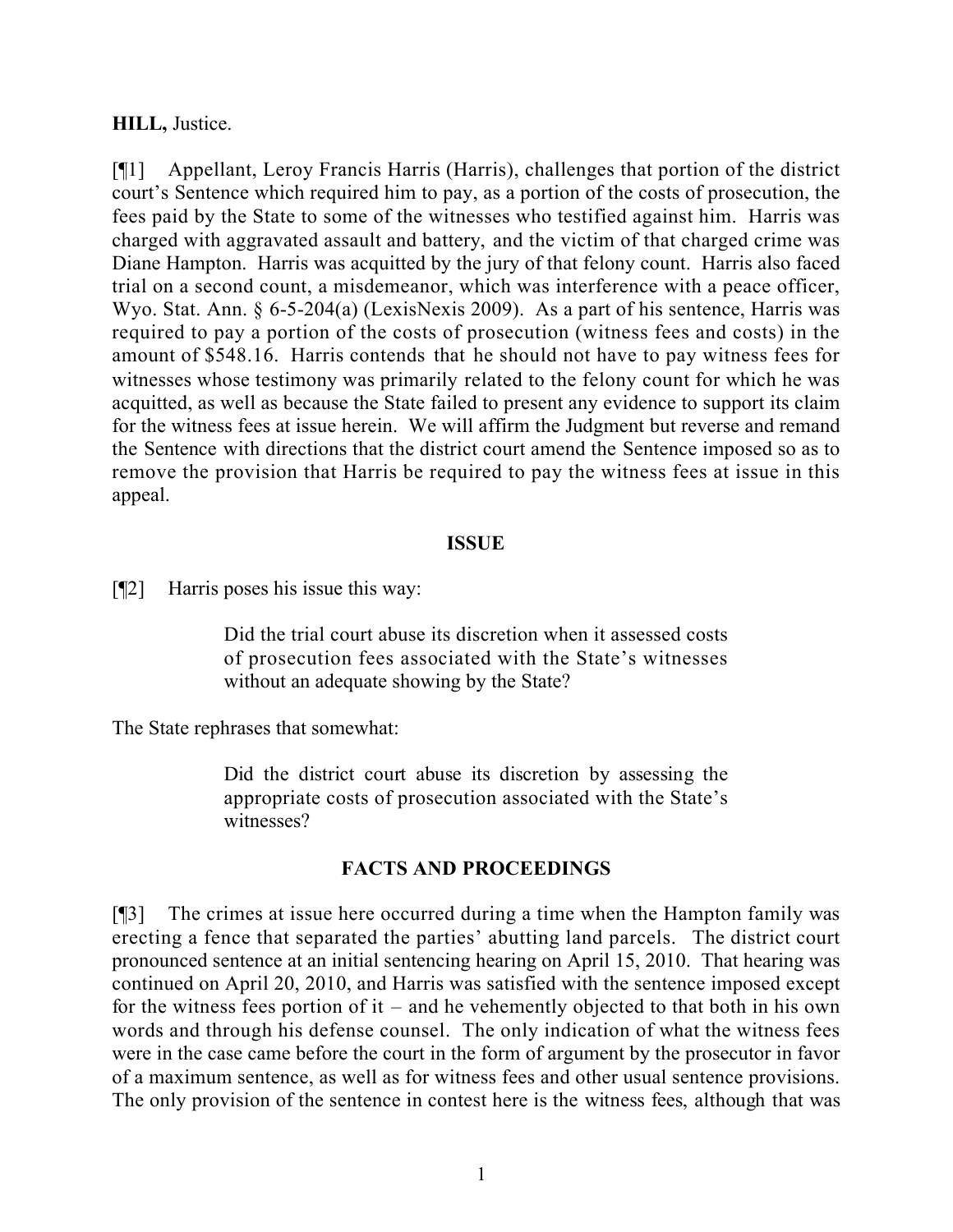**HILL,** Justice.

[¶1] Appellant, Leroy Francis Harris (Harris), challenges that portion of the district court's Sentence which required him to pay, as a portion of the costs of prosecution, the fees paid by the State to some of the witnesses who testified against him. Harris was charged with aggravated assault and battery, and the victim of that charged crime was Diane Hampton. Harris was acquitted by the jury of that felony count. Harris also faced trial on a second count, a misdemeanor, which was interference with a peace officer, Wyo. Stat. Ann. § 6-5-204(a) (LexisNexis 2009). As a part of his sentence, Harris was required to pay a portion of the costs of prosecution (witness fees and costs) in the amount of $548.16. Harris contends that he should not have to pay witness fees for witnesses whose testimony was primarily related to the felony count for which he was acquitted, as well as because the State failed to present any evidence to support its claim for the witness fees at issue herein. We will affirm the Judgment but reverse and remand the Sentence with directions that the district court amend the Sentence imposed so as to remove the provision that Harris be required to pay the witness fees at issue in this appeal.

## ISSUE

[¶2] Harris poses his issue this way:

> Did the trial court abuse its discretion when it assessed costs of prosecution fees associated with the State's witnesses without an adequate showing by the State?

The State rephrases that somewhat:

> Did the district court abuse its discretion by assessing the appropriate costs of prosecution associated with the State's witnesses?

## FACTS AND PROCEEDINGS

[¶3] The crimes at issue here occurred during a time when the Hampton family was erecting a fence that separated the parties' abutting land parcels. The district court pronounced sentence at an initial sentencing hearing on April 15, 2010. That hearing was continued on April 20, 2010, and Harris was satisfied with the sentence imposed except for the witness fees portion of it – and he vehemently objected to that both in his own words and through his defense counsel. The only indication of what the witness fees were in the case came before the court in the form of argument by the prosecutor in favor of a maximum sentence, as well as for witness fees and other usual sentence provisions. The only provision of the sentence in contest here is the witness fees, although that was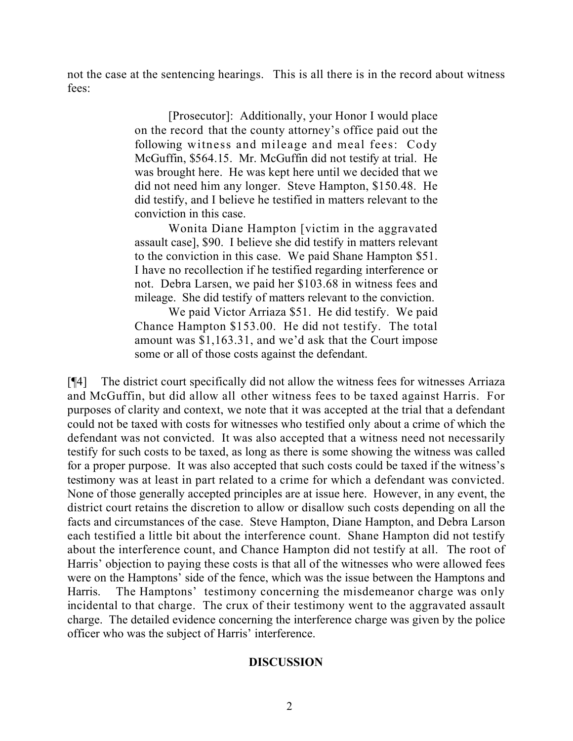not the case at the sentencing hearings. This is all there is in the record about witness fees:

> [Prosecutor]: Additionally, your Honor I would place on the record that the county attorney's office paid out the following witness and mileage and meal fees: Cody McGuffin, $564.15. Mr. McGuffin did not testify at trial. He was brought here. He was kept here until we decided that we did not need him any longer. Steve Hampton, $150.48. He did testify, and I believe he testified in matters relevant to the conviction in this case.
>
> Wonita Diane Hampton [victim in the aggravated assault case], $90. I believe she did testify in matters relevant to the conviction in this case. We paid Shane Hampton $51. I have no recollection if he testified regarding interference or not. Debra Larsen, we paid her $103.68 in witness fees and mileage. She did testify of matters relevant to the conviction.
>
> We paid Victor Arriaza $51. He did testify. We paid Chance Hampton $153.00. He did not testify. The total amount was $1,163.31, and we'd ask that the Court impose some or all of those costs against the defendant.

[¶4] The district court specifically did not allow the witness fees for witnesses Arriaza and McGuffin, but did allow all other witness fees to be taxed against Harris. For purposes of clarity and context, we note that it was accepted at the trial that a defendant could not be taxed with costs for witnesses who testified only about a crime of which the defendant was not convicted. It was also accepted that a witness need not necessarily testify for such costs to be taxed, as long as there is some showing the witness was called for a proper purpose. It was also accepted that such costs could be taxed if the witness's testimony was at least in part related to a crime for which a defendant was convicted. None of those generally accepted principles are at issue here. However, in any event, the district court retains the discretion to allow or disallow such costs depending on all the facts and circumstances of the case. Steve Hampton, Diane Hampton, and Debra Larson each testified a little bit about the interference count. Shane Hampton did not testify about the interference count, and Chance Hampton did not testify at all. The root of Harris' objection to paying these costs is that all of the witnesses who were allowed fees were on the Hamptons' side of the fence, which was the issue between the Hamptons and Harris. The Hamptons' testimony concerning the misdemeanor charge was only incidental to that charge. The crux of their testimony went to the aggravated assault charge. The detailed evidence concerning the interference charge was given by the police officer who was the subject of Harris' interference.

## DISCUSSION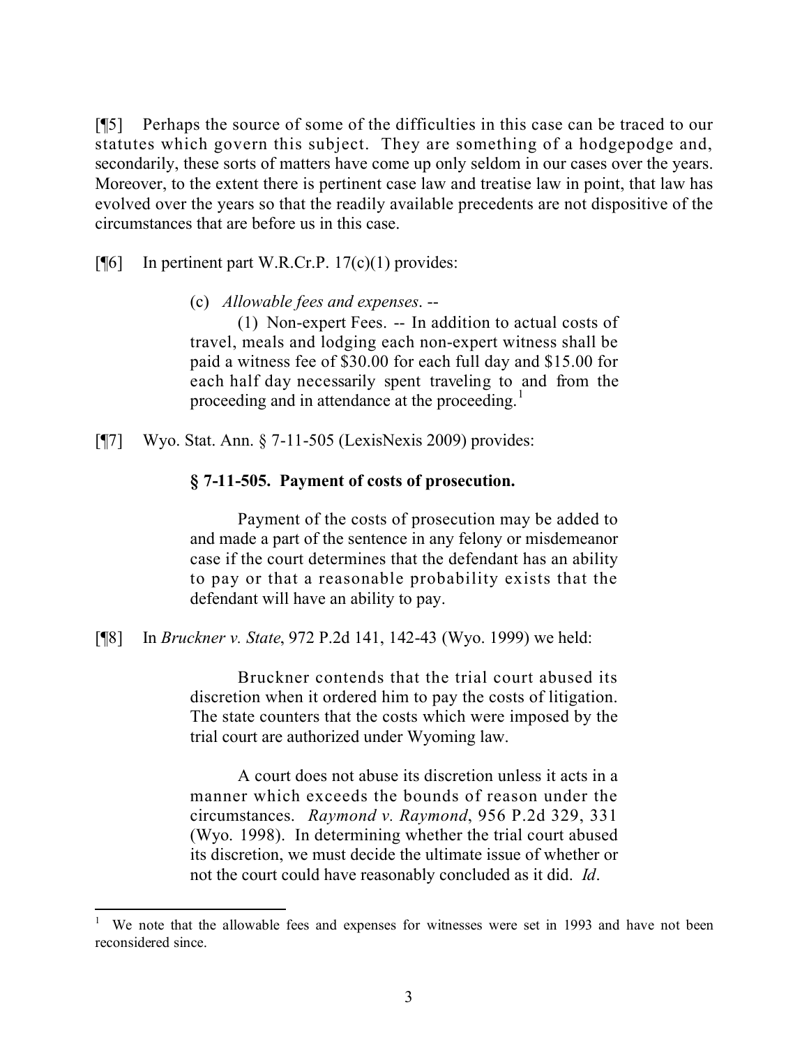[¶5] Perhaps the source of some of the difficulties in this case can be traced to our statutes which govern this subject. They are something of a hodgepodge and, secondarily, these sorts of matters have come up only seldom in our cases over the years. Moreover, to the extent there is pertinent case law and treatise law in point, that law has evolved over the years so that the readily available precedents are not dispositive of the circumstances that are before us in this case.

[¶6] In pertinent part W.R.Cr.P. 17(c)(1) provides:

> (c) *Allowable fees and expenses*. --
>
> (1) Non-expert Fees. -- In addition to actual costs of travel, meals and lodging each non-expert witness shall be paid a witness fee of $30.00 for each full day and $15.00 for each half day necessarily spent traveling to and from the proceeding and in attendance at the proceeding.[1]

[¶7] Wyo. Stat. Ann. § 7-11-505 (LexisNexis 2009) provides:

> **§ 7-11-505. Payment of costs of prosecution.**
>
> Payment of the costs of prosecution may be added to and made a part of the sentence in any felony or misdemeanor case if the court determines that the defendant has an ability to pay or that a reasonable probability exists that the defendant will have an ability to pay.

[¶8] In *Bruckner v. State*, 972 P.2d 141, 142-43 (Wyo. 1999) we held:

> Bruckner contends that the trial court abused its discretion when it ordered him to pay the costs of litigation. The state counters that the costs which were imposed by the trial court are authorized under Wyoming law.
>
> A court does not abuse its discretion unless it acts in a manner which exceeds the bounds of reason under the circumstances. *Raymond v. Raymond*, 956 P.2d 329, 331 (Wyo. 1998). In determining whether the trial court abused its discretion, we must decide the ultimate issue of whether or not the court could have reasonably concluded as it did. *Id*.

---

[1] We note that the allowable fees and expenses for witnesses were set in 1993 and have not been reconsidered since.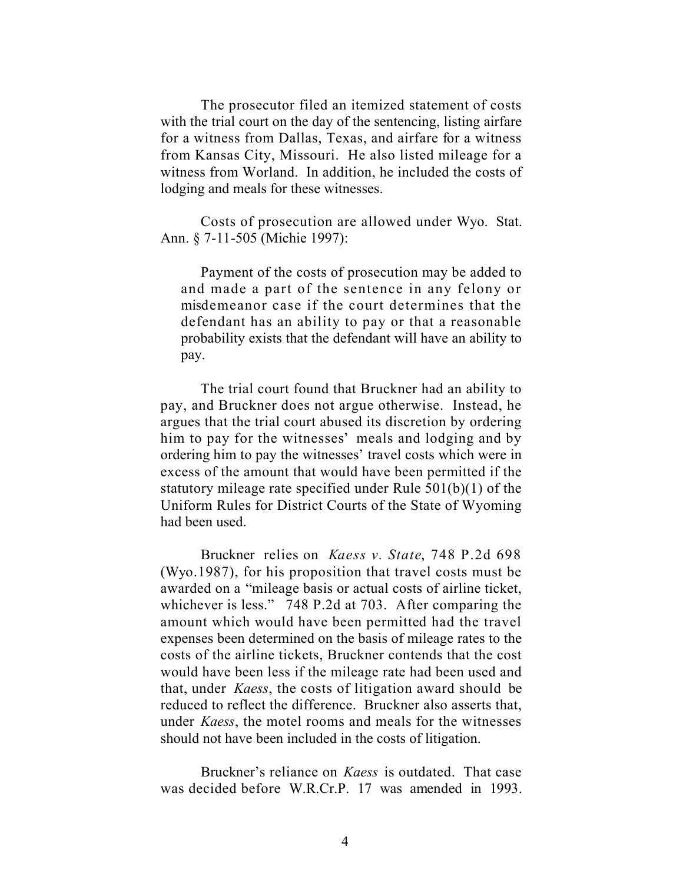The prosecutor filed an itemized statement of costs with the trial court on the day of the sentencing, listing airfare for a witness from Dallas, Texas, and airfare for a witness from Kansas City, Missouri. He also listed mileage for a witness from Worland. In addition, he included the costs of lodging and meals for these witnesses.

Costs of prosecution are allowed under Wyo. Stat. Ann. § 7-11-505 (Michie 1997):

> Payment of the costs of prosecution may be added to and made a part of the sentence in any felony or misdemeanor case if the court determines that the defendant has an ability to pay or that a reasonable probability exists that the defendant will have an ability to pay.

The trial court found that Bruckner had an ability to pay, and Bruckner does not argue otherwise. Instead, he argues that the trial court abused its discretion by ordering him to pay for the witnesses' meals and lodging and by ordering him to pay the witnesses' travel costs which were in excess of the amount that would have been permitted if the statutory mileage rate specified under Rule 501(b)(1) of the Uniform Rules for District Courts of the State of Wyoming had been used.

Bruckner relies on *Kaess v. State*, 748 P.2d 698 (Wyo.1987), for his proposition that travel costs must be awarded on a "mileage basis or actual costs of airline ticket, whichever is less." 748 P.2d at 703. After comparing the amount which would have been permitted had the travel expenses been determined on the basis of mileage rates to the costs of the airline tickets, Bruckner contends that the cost would have been less if the mileage rate had been used and that, under *Kaess*, the costs of litigation award should be reduced to reflect the difference. Bruckner also asserts that, under *Kaess*, the motel rooms and meals for the witnesses should not have been included in the costs of litigation.

Bruckner's reliance on *Kaess* is outdated. That case was decided before W.R.Cr.P. 17 was amended in 1993.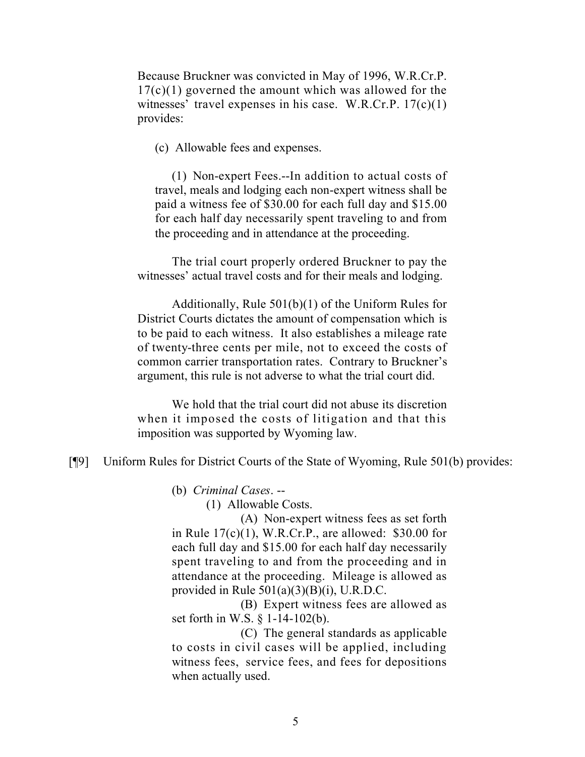> Because Bruckner was convicted in May of 1996, W.R.Cr.P. 17(c)(1) governed the amount which was allowed for the witnesses' travel expenses in his case. W.R.Cr.P. 17(c)(1) provides:
>
> > (c) Allowable fees and expenses.
> >
> > (1) Non-expert Fees.--In addition to actual costs of travel, meals and lodging each non-expert witness shall be paid a witness fee of $30.00 for each full day and $15.00 for each half day necessarily spent traveling to and from the proceeding and in attendance at the proceeding.
>
> The trial court properly ordered Bruckner to pay the witnesses' actual travel costs and for their meals and lodging.
>
> Additionally, Rule 501(b)(1) of the Uniform Rules for District Courts dictates the amount of compensation which is to be paid to each witness. It also establishes a mileage rate of twenty-three cents per mile, not to exceed the costs of common carrier transportation rates. Contrary to Bruckner's argument, this rule is not adverse to what the trial court did.
>
> We hold that the trial court did not abuse its discretion when it imposed the costs of litigation and that this imposition was supported by Wyoming law.

[¶9] Uniform Rules for District Courts of the State of Wyoming, Rule 501(b) provides:

> (b) *Criminal Cases*. --
>
> (1) Allowable Costs.
>
> (A) Non-expert witness fees as set forth in Rule 17(c)(1), W.R.Cr.P., are allowed: $30.00 for each full day and $15.00 for each half day necessarily spent traveling to and from the proceeding and in attendance at the proceeding. Mileage is allowed as provided in Rule 501(a)(3)(B)(i), U.R.D.C.
>
> (B) Expert witness fees are allowed as set forth in W.S. § 1-14-102(b).
>
> (C) The general standards as applicable to costs in civil cases will be applied, including witness fees, service fees, and fees for depositions when actually used.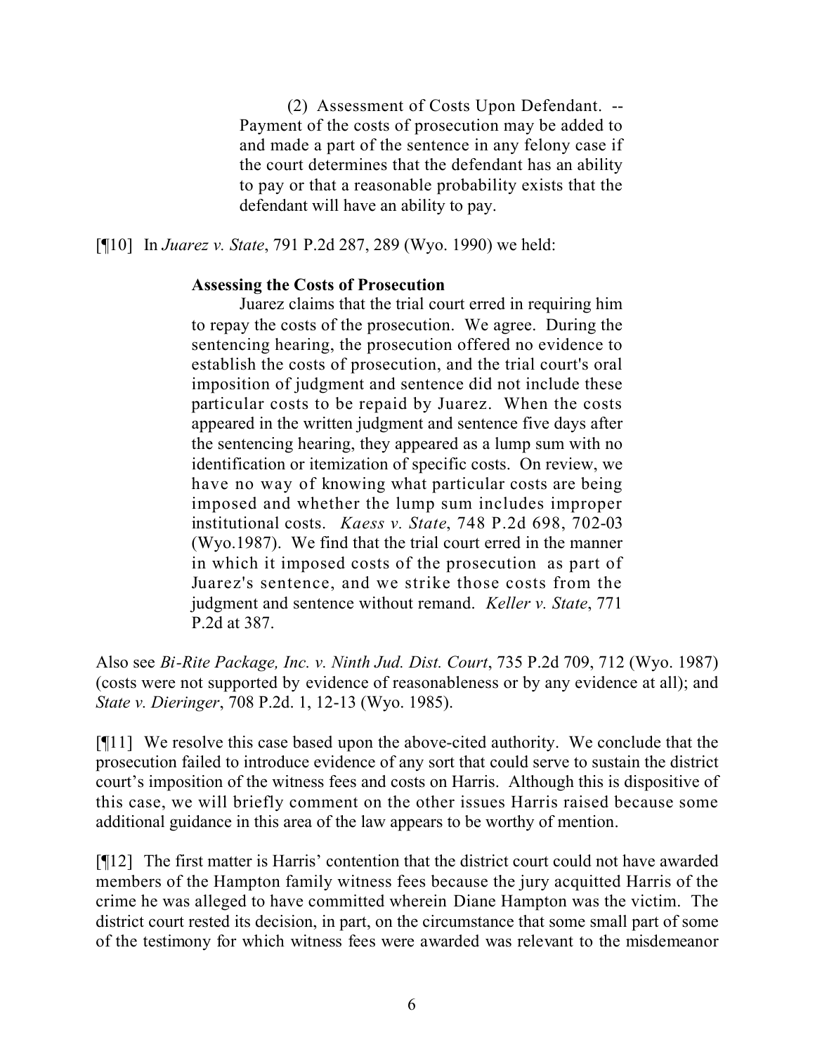> (2) Assessment of Costs Upon Defendant. -- Payment of the costs of prosecution may be added to and made a part of the sentence in any felony case if the court determines that the defendant has an ability to pay or that a reasonable probability exists that the defendant will have an ability to pay.

[¶10] In *Juarez v. State*, 791 P.2d 287, 289 (Wyo. 1990) we held:

> **Assessing the Costs of Prosecution**
>
> Juarez claims that the trial court erred in requiring him to repay the costs of the prosecution. We agree. During the sentencing hearing, the prosecution offered no evidence to establish the costs of prosecution, and the trial court's oral imposition of judgment and sentence did not include these particular costs to be repaid by Juarez. When the costs appeared in the written judgment and sentence five days after the sentencing hearing, they appeared as a lump sum with no identification or itemization of specific costs. On review, we have no way of knowing what particular costs are being imposed and whether the lump sum includes improper institutional costs. *Kaess v. State*, 748 P.2d 698, 702-03 (Wyo.1987). We find that the trial court erred in the manner in which it imposed costs of the prosecution as part of Juarez's sentence, and we strike those costs from the judgment and sentence without remand. *Keller v. State*, 771 P.2d at 387.

Also see *Bi-Rite Package, Inc. v. Ninth Jud. Dist. Court*, 735 P.2d 709, 712 (Wyo. 1987) (costs were not supported by evidence of reasonableness or by any evidence at all); and *State v. Dieringer*, 708 P.2d. 1, 12-13 (Wyo. 1985).

[¶11] We resolve this case based upon the above-cited authority. We conclude that the prosecution failed to introduce evidence of any sort that could serve to sustain the district court's imposition of the witness fees and costs on Harris. Although this is dispositive of this case, we will briefly comment on the other issues Harris raised because some additional guidance in this area of the law appears to be worthy of mention.

[¶12] The first matter is Harris' contention that the district court could not have awarded members of the Hampton family witness fees because the jury acquitted Harris of the crime he was alleged to have committed wherein Diane Hampton was the victim. The district court rested its decision, in part, on the circumstance that some small part of some of the testimony for which witness fees were awarded was relevant to the misdemeanor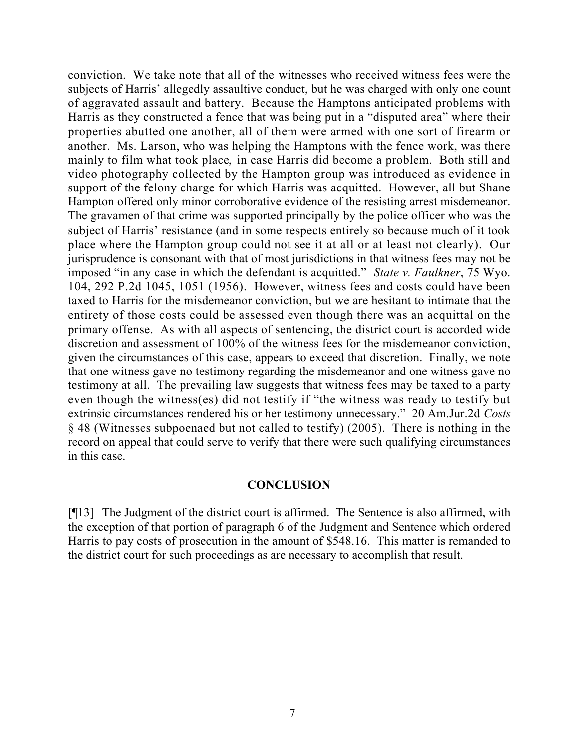conviction. We take note that all of the witnesses who received witness fees were the subjects of Harris' allegedly assaultive conduct, but he was charged with only one count of aggravated assault and battery. Because the Hamptons anticipated problems with Harris as they constructed a fence that was being put in a "disputed area" where their properties abutted one another, all of them were armed with one sort of firearm or another. Ms. Larson, who was helping the Hamptons with the fence work, was there mainly to film what took place, in case Harris did become a problem. Both still and video photography collected by the Hampton group was introduced as evidence in support of the felony charge for which Harris was acquitted. However, all but Shane Hampton offered only minor corroborative evidence of the resisting arrest misdemeanor. The gravamen of that crime was supported principally by the police officer who was the subject of Harris' resistance (and in some respects entirely so because much of it took place where the Hampton group could not see it at all or at least not clearly). Our jurisprudence is consonant with that of most jurisdictions in that witness fees may not be imposed "in any case in which the defendant is acquitted." *State v. Faulkner*, 75 Wyo. 104, 292 P.2d 1045, 1051 (1956). However, witness fees and costs could have been taxed to Harris for the misdemeanor conviction, but we are hesitant to intimate that the entirety of those costs could be assessed even though there was an acquittal on the primary offense. As with all aspects of sentencing, the district court is accorded wide discretion and assessment of 100% of the witness fees for the misdemeanor conviction, given the circumstances of this case, appears to exceed that discretion. Finally, we note that one witness gave no testimony regarding the misdemeanor and one witness gave no testimony at all. The prevailing law suggests that witness fees may be taxed to a party even though the witness(es) did not testify if "the witness was ready to testify but extrinsic circumstances rendered his or her testimony unnecessary." 20 Am.Jur.2d *Costs* § 48 (Witnesses subpoenaed but not called to testify) (2005). There is nothing in the record on appeal that could serve to verify that there were such qualifying circumstances in this case.

## CONCLUSION

[¶13] The Judgment of the district court is affirmed. The Sentence is also affirmed, with the exception of that portion of paragraph 6 of the Judgment and Sentence which ordered Harris to pay costs of prosecution in the amount of $548.16. This matter is remanded to the district court for such proceedings as are necessary to accomplish that result.